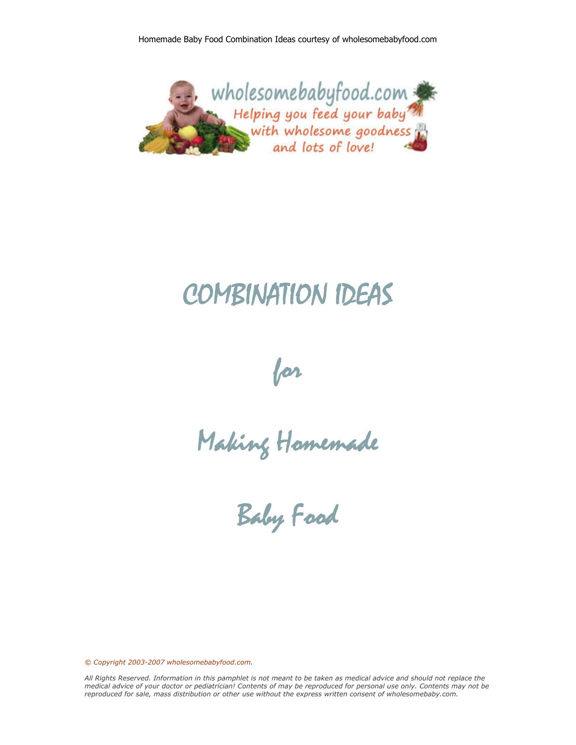# COMBINATION IDEAS

## for

## Making Homemade

## Baby Food

*© Copyright 2003-2007 wholesomebabyfood.com.*

*All Rights Reserved. Information in this pamphlet is not meant to be taken as medical advice and should not replace the medical advice of your doctor or pediatrician! Contents of may be reproduced for personal use only. Contents may not be reproduced for sale, mass distribution or other use without the express written consent of wholesomebaby.com.*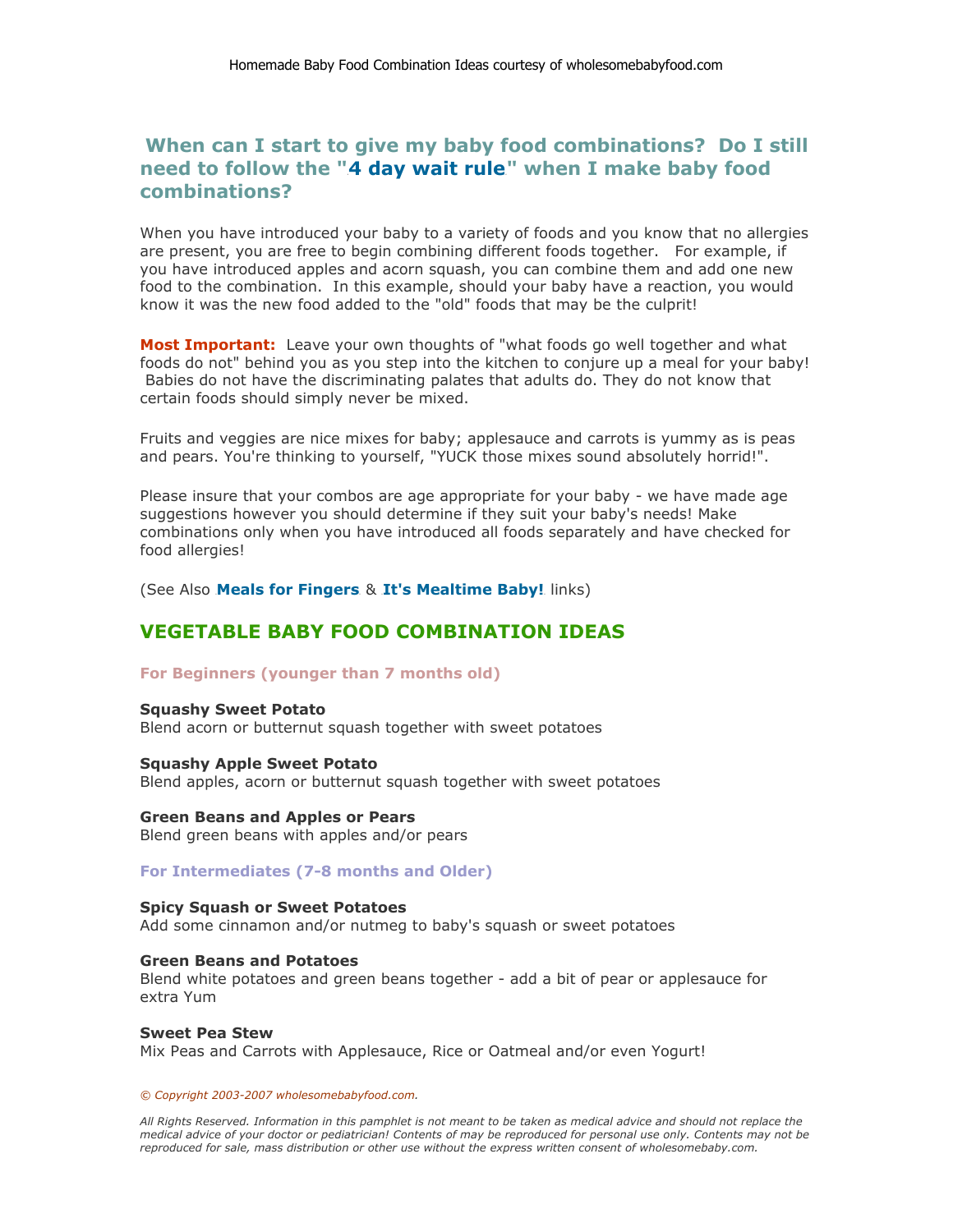## When can I start to give my baby food combinations? Do I still need to follow the "4 day wait rule" when I make baby food combinations?

When you have introduced your baby to a variety of foods and you know that no allergies are present, you are free to begin combining different foods together. For example, if you have introduced apples and acorn squash, you can combine them and add one new food to the combination. In this example, should your baby have a reaction, you would know it was the new food added to the "old" foods that may be the culprit!

**Most Important:** Leave your own thoughts of "what foods go well together and what foods do not" behind you as you step into the kitchen to conjure up a meal for your baby! Babies do not have the discriminating palates that adults do. They do not know that certain foods should simply never be mixed.

Fruits and veggies are nice mixes for baby; applesauce and carrots is yummy as is peas and pears. You're thinking to yourself, "YUCK those mixes sound absolutely horrid!".

Please insure that your combos are age appropriate for your baby - we have made age suggestions however you should determine if they suit your baby's needs! Make combinations only when you have introduced all foods separately and have checked for food allergies!

(See Also **Meals for Fingers** & **It's Mealtime Baby!** links)

## VEGETABLE BABY FOOD COMBINATION IDEAS

### For Beginners (younger than 7 months old)

**Squashy Sweet Potato**
Blend acorn or butternut squash together with sweet potatoes

**Squashy Apple Sweet Potato**
Blend apples, acorn or butternut squash together with sweet potatoes

**Green Beans and Apples or Pears**
Blend green beans with apples and/or pears

### For Intermediates (7-8 months and Older)

**Spicy Squash or Sweet Potatoes**
Add some cinnamon and/or nutmeg to baby's squash or sweet potatoes

**Green Beans and Potatoes**
Blend white potatoes and green beans together - add a bit of pear or applesauce for extra Yum

**Sweet Pea Stew**
Mix Peas and Carrots with Applesauce, Rice or Oatmeal and/or even Yogurt!

*© Copyright 2003-2007 wholesomebabyfood.com.*

*All Rights Reserved. Information in this pamphlet is not meant to be taken as medical advice and should not replace the medical advice of your doctor or pediatrician! Contents of may be reproduced for personal use only. Contents may not be reproduced for sale, mass distribution or other use without the express written consent of wholesomebaby.com.*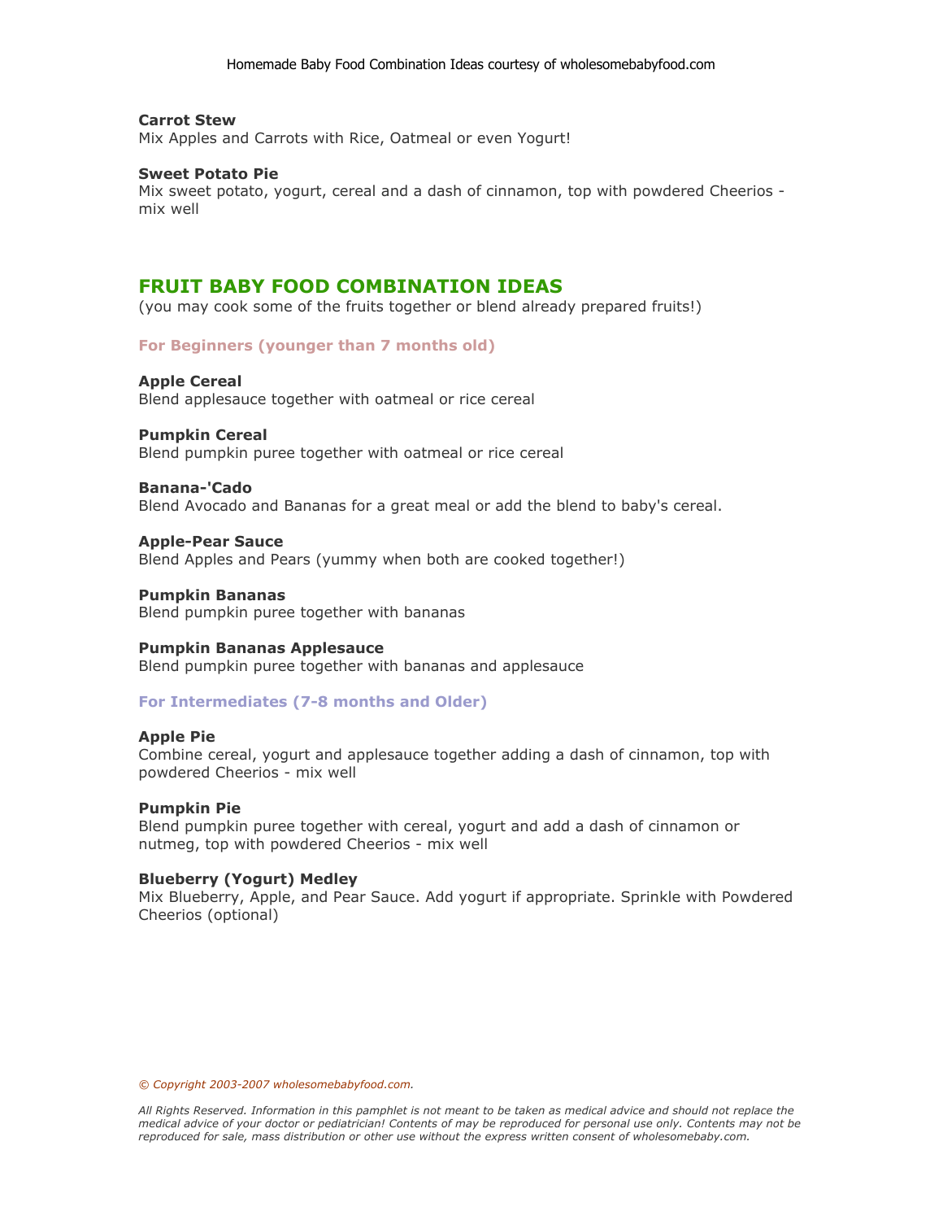**Carrot Stew**
Mix Apples and Carrots with Rice, Oatmeal or even Yogurt!

**Sweet Potato Pie**
Mix sweet potato, yogurt, cereal and a dash of cinnamon, top with powdered Cheerios - mix well

## FRUIT BABY FOOD COMBINATION IDEAS

(you may cook some of the fruits together or blend already prepared fruits!)

### For Beginners (younger than 7 months old)

**Apple Cereal**
Blend applesauce together with oatmeal or rice cereal

**Pumpkin Cereal**
Blend pumpkin puree together with oatmeal or rice cereal

**Banana-'Cado**
Blend Avocado and Bananas for a great meal or add the blend to baby's cereal.

**Apple-Pear Sauce**
Blend Apples and Pears (yummy when both are cooked together!)

**Pumpkin Bananas**
Blend pumpkin puree together with bananas

**Pumpkin Bananas Applesauce**
Blend pumpkin puree together with bananas and applesauce

### For Intermediates (7-8 months and Older)

**Apple Pie**
Combine cereal, yogurt and applesauce together adding a dash of cinnamon, top with powdered Cheerios - mix well

**Pumpkin Pie**
Blend pumpkin puree together with cereal, yogurt and add a dash of cinnamon or nutmeg, top with powdered Cheerios - mix well

**Blueberry (Yogurt) Medley**
Mix Blueberry, Apple, and Pear Sauce. Add yogurt if appropriate. Sprinkle with Powdered Cheerios (optional)

*© Copyright 2003-2007 wholesomebabyfood.com.*

*All Rights Reserved. Information in this pamphlet is not meant to be taken as medical advice and should not replace the medical advice of your doctor or pediatrician! Contents of may be reproduced for personal use only. Contents may not be reproduced for sale, mass distribution or other use without the express written consent of wholesomebaby.com.*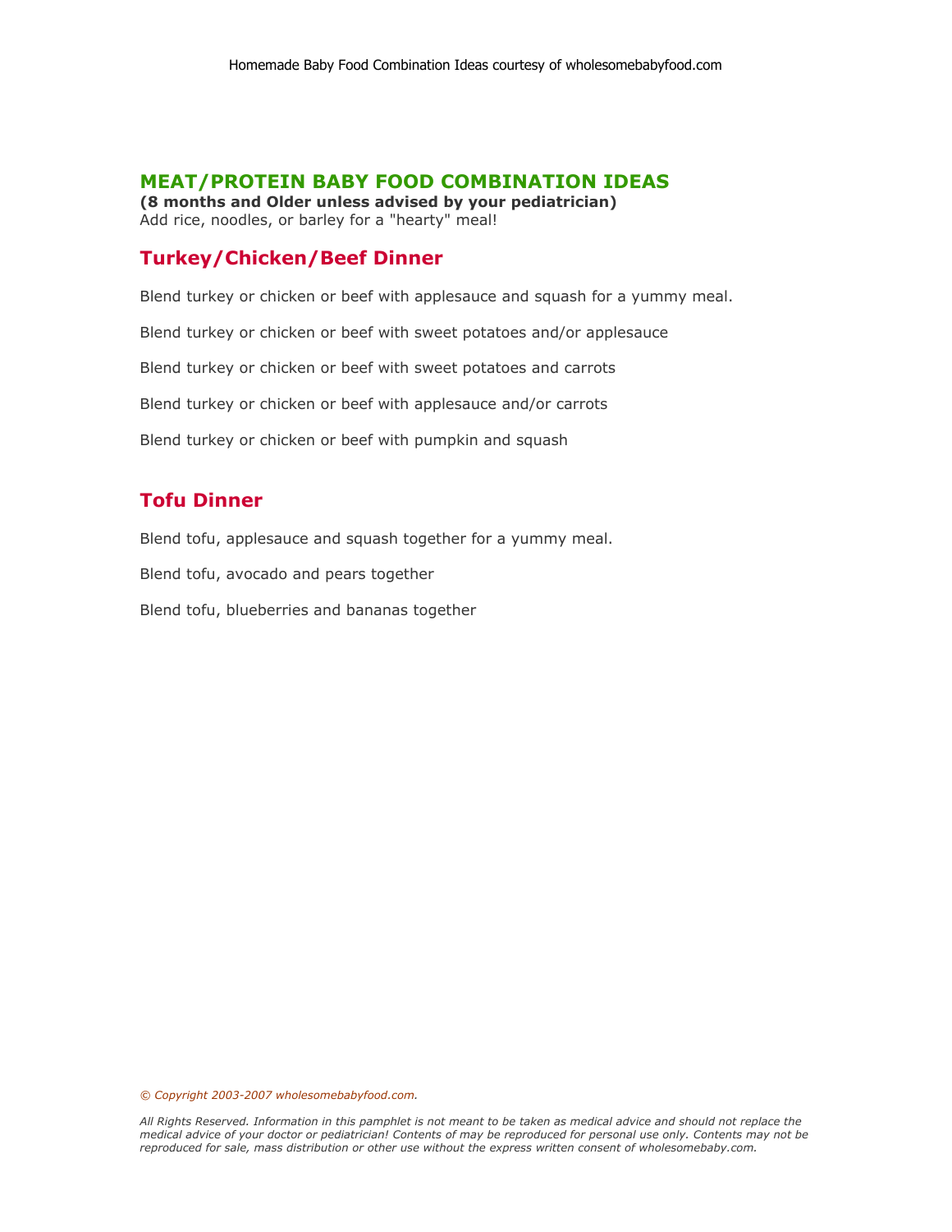## MEAT/PROTEIN BABY FOOD COMBINATION IDEAS

**(8 months and Older unless advised by your pediatrician)**
Add rice, noodles, or barley for a "hearty" meal!

### Turkey/Chicken/Beef Dinner

Blend turkey or chicken or beef with applesauce and squash for a yummy meal.

Blend turkey or chicken or beef with sweet potatoes and/or applesauce

Blend turkey or chicken or beef with sweet potatoes and carrots

Blend turkey or chicken or beef with applesauce and/or carrots

Blend turkey or chicken or beef with pumpkin and squash

### Tofu Dinner

Blend tofu, applesauce and squash together for a yummy meal.

Blend tofu, avocado and pears together

Blend tofu, blueberries and bananas together

*© Copyright 2003-2007 wholesomebabyfood.com.*

*All Rights Reserved. Information in this pamphlet is not meant to be taken as medical advice and should not replace the medical advice of your doctor or pediatrician! Contents of may be reproduced for personal use only. Contents may not be reproduced for sale, mass distribution or other use without the express written consent of wholesomebaby.com.*